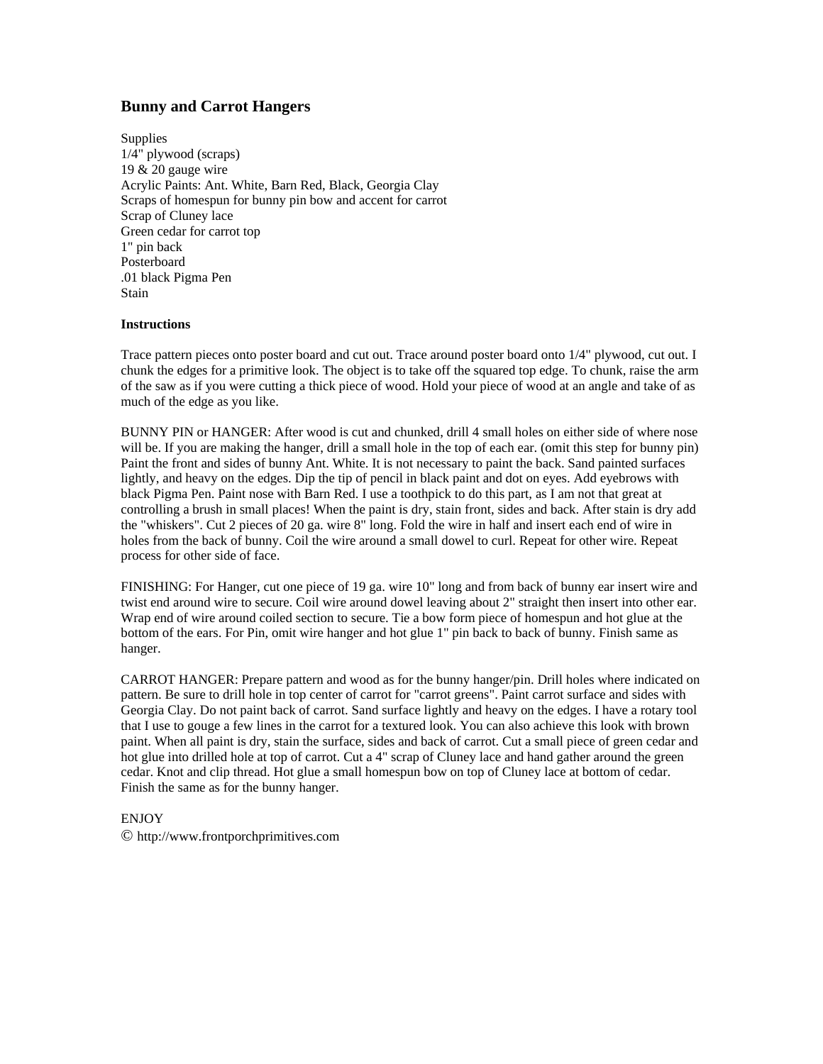## Bunny and Carrot Hangers

Supplies
1/4" plywood (scraps)
19 & 20 gauge wire
Acrylic Paints: Ant. White, Barn Red, Black, Georgia Clay
Scraps of homespun for bunny pin bow and accent for carrot
Scrap of Cluney lace
Green cedar for carrot top
1" pin back
Posterboard
.01 black Pigma Pen
Stain

**Instructions**

Trace pattern pieces onto poster board and cut out. Trace around poster board onto 1/4" plywood, cut out. I chunk the edges for a primitive look. The object is to take off the squared top edge. To chunk, raise the arm of the saw as if you were cutting a thick piece of wood. Hold your piece of wood at an angle and take of as much of the edge as you like.

BUNNY PIN or HANGER: After wood is cut and chunked, drill 4 small holes on either side of where nose will be. If you are making the hanger, drill a small hole in the top of each ear. (omit this step for bunny pin) Paint the front and sides of bunny Ant. White. It is not necessary to paint the back. Sand painted surfaces lightly, and heavy on the edges. Dip the tip of pencil in black paint and dot on eyes. Add eyebrows with black Pigma Pen. Paint nose with Barn Red. I use a toothpick to do this part, as I am not that great at controlling a brush in small places! When the paint is dry, stain front, sides and back. After stain is dry add the "whiskers". Cut 2 pieces of 20 ga. wire 8" long. Fold the wire in half and insert each end of wire in holes from the back of bunny. Coil the wire around a small dowel to curl. Repeat for other wire. Repeat process for other side of face.

FINISHING: For Hanger, cut one piece of 19 ga. wire 10" long and from back of bunny ear insert wire and twist end around wire to secure. Coil wire around dowel leaving about 2" straight then insert into other ear. Wrap end of wire around coiled section to secure. Tie a bow form piece of homespun and hot glue at the bottom of the ears. For Pin, omit wire hanger and hot glue 1" pin back to back of bunny. Finish same as hanger.

CARROT HANGER: Prepare pattern and wood as for the bunny hanger/pin. Drill holes where indicated on pattern. Be sure to drill hole in top center of carrot for "carrot greens". Paint carrot surface and sides with Georgia Clay. Do not paint back of carrot. Sand surface lightly and heavy on the edges. I have a rotary tool that I use to gouge a few lines in the carrot for a textured look. You can also achieve this look with brown paint. When all paint is dry, stain the surface, sides and back of carrot. Cut a small piece of green cedar and hot glue into drilled hole at top of carrot. Cut a 4" scrap of Cluney lace and hand gather around the green cedar. Knot and clip thread. Hot glue a small homespun bow on top of Cluney lace at bottom of cedar. Finish the same as for the bunny hanger.

ENJOY
© http://www.frontporchprimitives.com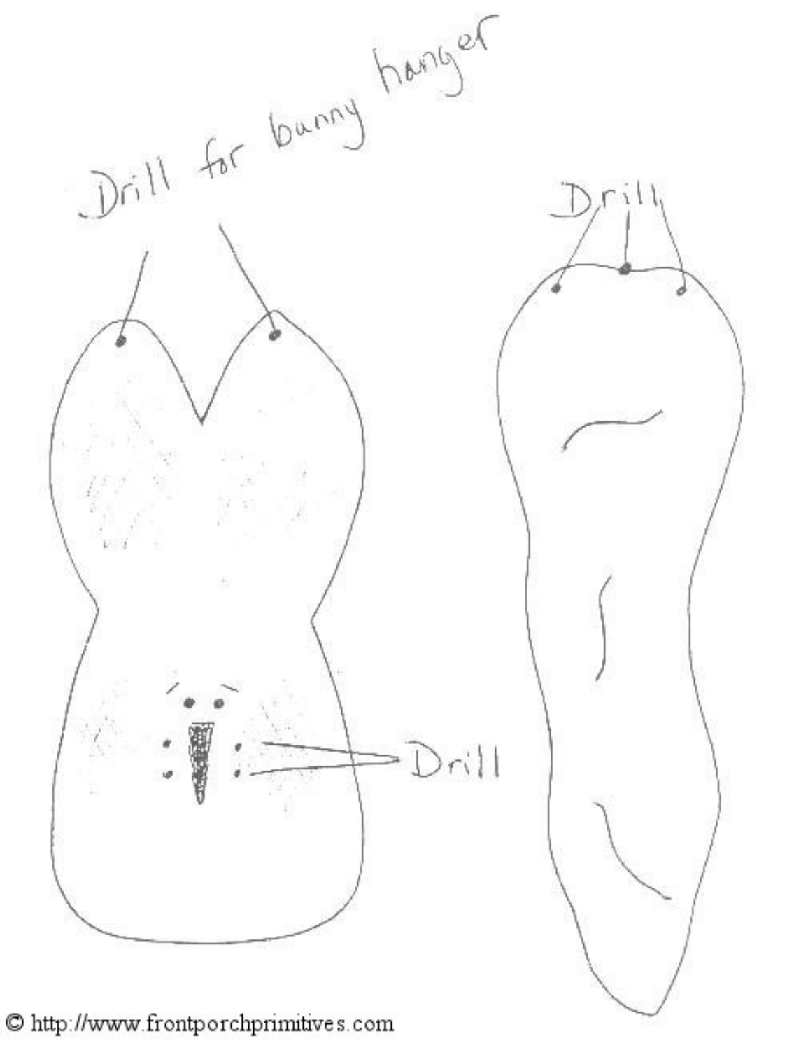Drill for bunny hanger

Drill

Drill

© http://www.frontporchprimitives.com